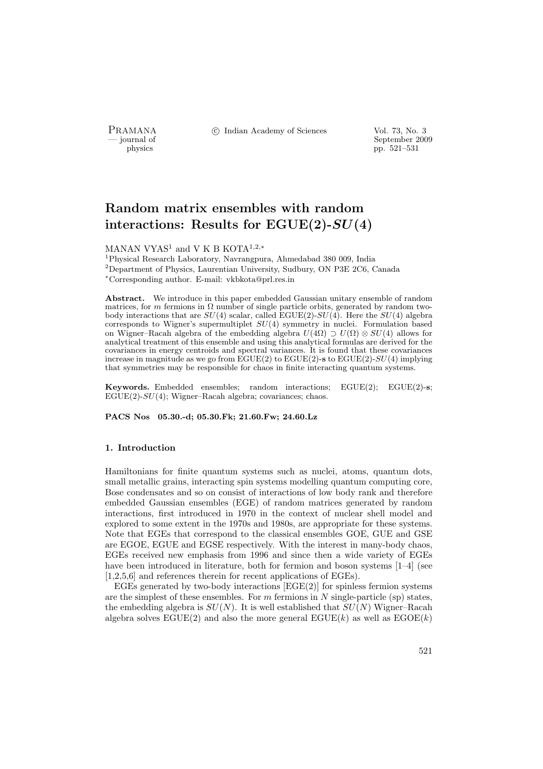# Random matrix ensembles with random interactions: Results for EGUE(2)-$SU(4)$

MANAN VYAS[1] and V K B KOTA[1,2,*]

[1]Physical Research Laboratory, Navrangpura, Ahmedabad 380 009, India
[2]Department of Physics, Laurentian University, Sudbury, ON P3E 2C6, Canada
[*]Corresponding author. E-mail: vkbkota@prl.res.in

**Abstract.** We introduce in this paper embedded Gaussian unitary ensemble of random matrices, for $m$ fermions in $\Omega$ number of single particle orbits, generated by random two-body interactions that are $SU(4)$ scalar, called EGUE(2)-$SU(4)$. Here the $SU(4)$ algebra corresponds to Wigner's supermultiplet $SU(4)$ symmetry in nuclei. Formulation based on Wigner–Racah algebra of the embedding algebra $U(4\Omega) \supset U(\Omega) \otimes SU(4)$ allows for analytical treatment of this ensemble and using this analytical formulas are derived for the covariances in energy centroids and spectral variances. It is found that these covariances increase in magnitude as we go from EGUE(2) to EGUE(2)-**s** to EGUE(2)-$SU(4)$ implying that symmetries may be responsible for chaos in finite interacting quantum systems.

**Keywords.** Embedded ensembles; random interactions; EGUE(2); EGUE(2)-**s**; EGUE(2)-$SU(4)$; Wigner–Racah algebra; covariances; chaos.

**PACS Nos 05.30.-d; 05.30.Fk; 21.60.Fw; 24.60.Lz**

## 1. Introduction

Hamiltonians for finite quantum systems such as nuclei, atoms, quantum dots, small metallic grains, interacting spin systems modelling quantum computing core, Bose condensates and so on consist of interactions of low body rank and therefore embedded Gaussian ensembles (EGE) of random matrices generated by random interactions, first introduced in 1970 in the context of nuclear shell model and explored to some extent in the 1970s and 1980s, are appropriate for these systems. Note that EGEs that correspond to the classical ensembles GOE, GUE and GSE are EGOE, EGUE and EGSE respectively. With the interest in many-body chaos, EGEs received new emphasis from 1996 and since then a wide variety of EGEs have been introduced in literature, both for fermion and boson systems [1–4] (see [1,2,5,6] and references therein for recent applications of EGEs).

EGEs generated by two-body interactions [EGE(2)] for spinless fermion systems are the simplest of these ensembles. For $m$ fermions in $N$ single-particle (sp) states, the embedding algebra is $SU(N)$. It is well established that $SU(N)$ Wigner–Racah algebra solves EGUE(2) and also the more general EGUE($k$) as well as EGOE($k$)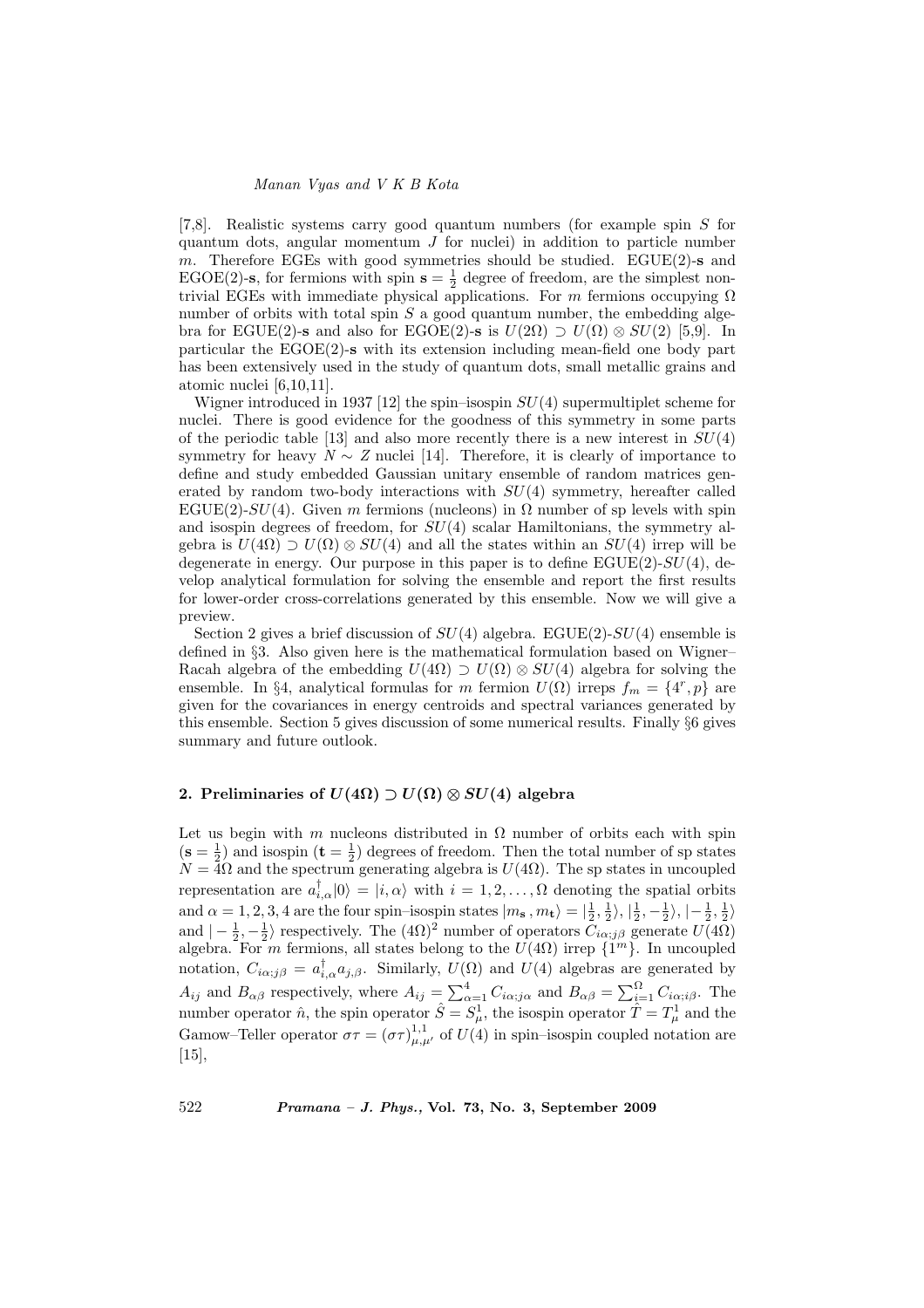[7,8]. Realistic systems carry good quantum numbers (for example spin $S$ for quantum dots, angular momentum $J$ for nuclei) in addition to particle number $m$. Therefore EGEs with good symmetries should be studied. EGUE(2)-$\mathbf{s}$ and EGOE(2)-$\mathbf{s}$, for fermions with spin $\mathbf{s} = \frac{1}{2}$ degree of freedom, are the simplest non-trivial EGEs with immediate physical applications. For $m$ fermions occupying $\Omega$ number of orbits with total spin $S$ a good quantum number, the embedding algebra for EGUE(2)-$\mathbf{s}$ and also for EGOE(2)-$\mathbf{s}$ is $U(2\Omega) \supset U(\Omega) \otimes SU(2)$ [5,9]. In particular the EGOE(2)-$\mathbf{s}$ with its extension including mean-field one body part has been extensively used in the study of quantum dots, small metallic grains and atomic nuclei [6,10,11].

Wigner introduced in 1937 [12] the spin–isospin $SU(4)$ supermultiplet scheme for nuclei. There is good evidence for the goodness of this symmetry in some parts of the periodic table [13] and also more recently there is a new interest in $SU(4)$ symmetry for heavy $N \sim Z$ nuclei [14]. Therefore, it is clearly of importance to define and study embedded Gaussian unitary ensemble of random matrices generated by random two-body interactions with $SU(4)$ symmetry, hereafter called EGUE(2)-$SU(4)$. Given $m$ fermions (nucleons) in $\Omega$ number of sp levels with spin and isospin degrees of freedom, for $SU(4)$ scalar Hamiltonians, the symmetry algebra is $U(4\Omega) \supset U(\Omega) \otimes SU(4)$ and all the states within an $SU(4)$ irrep will be degenerate in energy. Our purpose in this paper is to define EGUE(2)-$SU(4)$, develop analytical formulation for solving the ensemble and report the first results for lower-order cross-correlations generated by this ensemble. Now we will give a preview.

Section 2 gives a brief discussion of $SU(4)$ algebra. EGUE(2)-$SU(4)$ ensemble is defined in §3. Also given here is the mathematical formulation based on Wigner–Racah algebra of the embedding $U(4\Omega) \supset U(\Omega) \otimes SU(4)$ algebra for solving the ensemble. In §4, analytical formulas for $m$ fermion $U(\Omega)$ irreps $f_m = \{4^r, p\}$ are given for the covariances in energy centroids and spectral variances generated by this ensemble. Section 5 gives discussion of some numerical results. Finally §6 gives summary and future outlook.

## 2. Preliminaries of $U(4\Omega) \supset U(\Omega) \otimes SU(4)$ algebra

Let us begin with $m$ nucleons distributed in $\Omega$ number of orbits each with spin ($\mathbf{s} = \frac{1}{2}$) and isospin ($\mathbf{t} = \frac{1}{2}$) degrees of freedom. Then the total number of sp states $N = 4\Omega$ and the spectrum generating algebra is $U(4\Omega)$. The sp states in uncoupled representation are $a^{\dagger}_{i,\alpha}|0\rangle = |i, \alpha\rangle$ with $i = 1, 2, \ldots, \Omega$ denoting the spatial orbits and $\alpha = 1, 2, 3, 4$ are the four spin–isospin states $|m_{\mathbf{s}}, m_{\mathbf{t}}\rangle = |\frac{1}{2}, \frac{1}{2}\rangle, |\frac{1}{2}, -\frac{1}{2}\rangle, |-\frac{1}{2}, \frac{1}{2}\rangle$ and $|-\frac{1}{2}, -\frac{1}{2}\rangle$ respectively. The $(4\Omega)^2$ number of operators $C_{i\alpha;j\beta}$ generate $U(4\Omega)$ algebra. For $m$ fermions, all states belong to the $U(4\Omega)$ irrep $\{1^m\}$. In uncoupled notation, $C_{i\alpha;j\beta} = a^{\dagger}_{i,\alpha} a_{j,\beta}$. Similarly, $U(\Omega)$ and $U(4)$ algebras are generated by $A_{ij}$ and $B_{\alpha\beta}$ respectively, where $A_{ij} = \sum_{\alpha=1}^{4} C_{i\alpha;j\alpha}$ and $B_{\alpha\beta} = \sum_{i=1}^{\Omega} C_{i\alpha;i\beta}$. The number operator $\hat{n}$, the spin operator $\hat{S} = S^1_{\mu}$, the isospin operator $\hat{T} = T^1_{\mu}$ and the Gamow–Teller operator $\sigma\tau = (\sigma\tau)^{1,1}_{\mu,\mu'}$ of $U(4)$ in spin–isospin coupled notation are [15],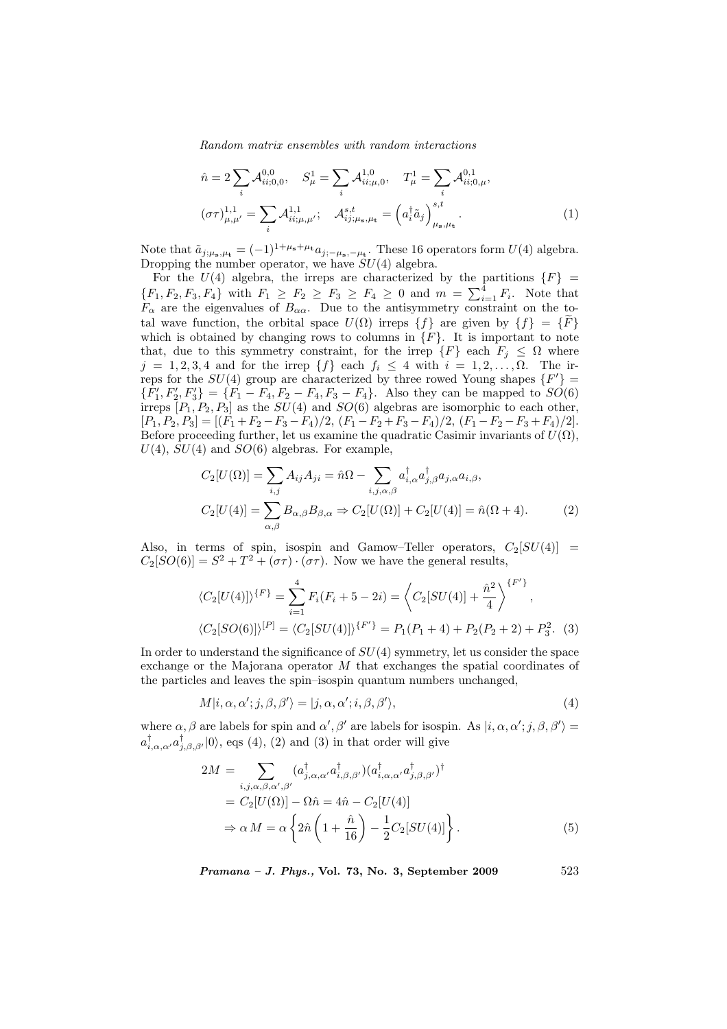$$\hat{n} = 2\sum_i \mathcal{A}^{0,0}_{ii;0,0}, \quad S^1_\mu = \sum_i \mathcal{A}^{1,0}_{ii;\mu,0}, \quad T^1_\mu = \sum_i \mathcal{A}^{0,1}_{ii;0,\mu},$$
$$(\sigma\tau)^{1,1}_{\mu,\mu'} = \sum_i \mathcal{A}^{1,1}_{ii;\mu,\mu'}; \quad \mathcal{A}^{s,t}_{ij;\mu_{\mathbf{s}},\mu_{\mathbf{t}}} = \left(a^\dagger_i \tilde{a}_j\right)^{s,t}_{\mu_{\mathbf{s}},\mu_{\mathbf{t}}}. \tag{1}$$

Note that $\tilde{a}_{j;\mu_{\mathbf{s}},\mu_{\mathbf{t}}} = (-1)^{1+\mu_{\mathbf{s}}+\mu_{\mathbf{t}}} a_{j;-\mu_{\mathbf{s}},-\mu_{\mathbf{t}}}$. These 16 operators form $U(4)$ algebra. Dropping the number operator, we have $SU(4)$ algebra.

For the $U(4)$ algebra, the irreps are characterized by the partitions $\{F\} = \{F_1, F_2, F_3, F_4\}$ with $F_1 \geq F_2 \geq F_3 \geq F_4 \geq 0$ and $m = \sum_{i=1}^4 F_i$. Note that $F_\alpha$ are the eigenvalues of $B_{\alpha\alpha}$. Due to the antisymmetry constraint on the total wave function, the orbital space $U(\Omega)$ irreps $\{f\}$ are given by $\{f\} = \{\widetilde{F}\}$ which is obtained by changing rows to columns in $\{F\}$. It is important to note that, due to this symmetry constraint, for the irrep $\{F\}$ each $F_j \leq \Omega$ where $j = 1, 2, 3, 4$ and for the irrep $\{f\}$ each $f_i \leq 4$ with $i = 1, 2, \ldots, \Omega$. The irreps for the $SU(4)$ group are characterized by three rowed Young shapes $\{F'\} = \{F'_1, F'_2, F'_3\} = \{F_1 - F_4, F_2 - F_4, F_3 - F_4\}$. Also they can be mapped to $SO(6)$ irreps $[P_1, P_2, P_3]$ as the $SU(4)$ and $SO(6)$ algebras are isomorphic to each other, $[P_1, P_2, P_3] = [(F_1 + F_2 - F_3 - F_4)/2, \, (F_1 - F_2 + F_3 - F_4)/2, \, (F_1 - F_2 - F_3 + F_4)/2]$. Before proceeding further, let us examine the quadratic Casimir invariants of $U(\Omega)$, $U(4)$, $SU(4)$ and $SO(6)$ algebras. For example,

$$C_2[U(\Omega)] = \sum_{i,j} A_{ij}A_{ji} = \hat{n}\Omega - \sum_{i,j,\alpha,\beta} a^\dagger_{i,\alpha} a^\dagger_{j,\beta} a_{j,\alpha} a_{i,\beta},$$
$$C_2[U(4)] = \sum_{\alpha,\beta} B_{\alpha,\beta}B_{\beta,\alpha} \Rightarrow C_2[U(\Omega)] + C_2[U(4)] = \hat{n}(\Omega + 4). \tag{2}$$

Also, in terms of spin, isospin and Gamow–Teller operators, $C_2[SU(4)] = C_2[SO(6)] = S^2 + T^2 + (\sigma\tau)\cdot(\sigma\tau)$. Now we have the general results,

$$\langle C_2[U(4)]\rangle^{\{F\}} = \sum_{i=1}^4 F_i(F_i + 5 - 2i) = \left\langle C_2[SU(4)] + \frac{\hat{n}^2}{4} \right\rangle^{\{F'\}},$$
$$\langle C_2[SO(6)]\rangle^{[P]} = \langle C_2[SU(4)]\rangle^{\{F'\}} = P_1(P_1 + 4) + P_2(P_2 + 2) + P_3^2. \tag{3}$$

In order to understand the significance of $SU(4)$ symmetry, let us consider the space exchange or the Majorana operator $M$ that exchanges the spatial coordinates of the particles and leaves the spin–isospin quantum numbers unchanged,

$$M|i, \alpha, \alpha'; j, \beta, \beta'\rangle = |j, \alpha, \alpha'; i, \beta, \beta'\rangle, \tag{4}$$

where $\alpha, \beta$ are labels for spin and $\alpha', \beta'$ are labels for isospin. As $|i, \alpha, \alpha'; j, \beta, \beta'\rangle = a^\dagger_{i,\alpha,\alpha'} a^\dagger_{j,\beta,\beta'}|0\rangle$, eqs (4), (2) and (3) in that order will give

$$\begin{aligned}
2M &= \sum_{i,j,\alpha,\beta,\alpha',\beta'} (a^\dagger_{j,\alpha,\alpha'} a^\dagger_{i,\beta,\beta'})(a^\dagger_{i,\alpha,\alpha'} a^\dagger_{j,\beta,\beta'})^\dagger \\
&= C_2[U(\Omega)] - \Omega\hat{n} = 4\hat{n} - C_2[U(4)] \\
&\Rightarrow \alpha\, M = \alpha \left\{ 2\hat{n}\left(1 + \frac{\hat{n}}{16}\right) - \frac{1}{2}C_2[SU(4)] \right\}.
\end{aligned} \tag{5}$$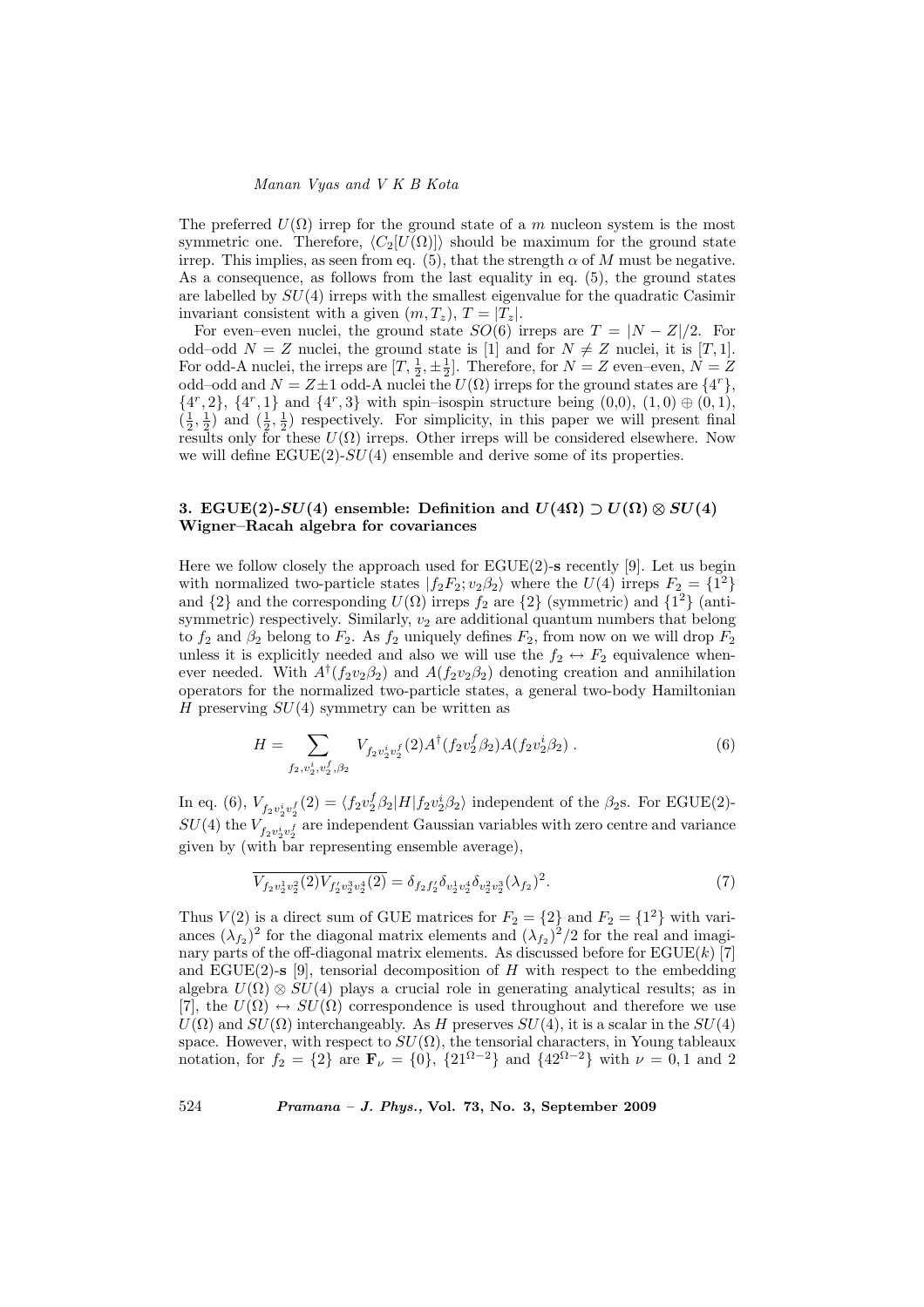The preferred $U(\Omega)$ irrep for the ground state of a $m$ nucleon system is the most symmetric one. Therefore, $\langle C_2[U(\Omega)]\rangle$ should be maximum for the ground state irrep. This implies, as seen from eq. (5), that the strength $\alpha$ of $M$ must be negative. As a consequence, as follows from the last equality in eq. (5), the ground states are labelled by $SU(4)$ irreps with the smallest eigenvalue for the quadratic Casimir invariant consistent with a given $(m, T_z)$, $T = |T_z|$.

For even–even nuclei, the ground state $SO(6)$ irreps are $T = |N - Z|/2$. For odd–odd $N = Z$ nuclei, the ground state is [1] and for $N \neq Z$ nuclei, it is $[T, 1]$. For odd-A nuclei, the irreps are $[T, \frac{1}{2}, \pm\frac{1}{2}]$. Therefore, for $N = Z$ even–even, $N = Z$ odd–odd and $N = Z \pm 1$ odd-A nuclei the $U(\Omega)$ irreps for the ground states are $\{4^r\}$, $\{4^r, 2\}$, $\{4^r, 1\}$ and $\{4^r, 3\}$ with spin–isospin structure being (0,0), $(1, 0) \oplus (0, 1)$, $(\frac{1}{2}, \frac{1}{2})$ and $(\frac{1}{2}, \frac{1}{2})$ respectively. For simplicity, in this paper we will present final results only for these $U(\Omega)$ irreps. Other irreps will be considered elsewhere. Now we will define EGUE(2)-$SU(4)$ ensemble and derive some of its properties.

## 3. EGUE(2)-$SU(4)$ ensemble: Definition and $U(4\Omega) \supset U(\Omega) \otimes SU(4)$ Wigner–Racah algebra for covariances

Here we follow closely the approach used for EGUE(2)-**s** recently [9]. Let us begin with normalized two-particle states $|f_2 F_2; v_2 \beta_2\rangle$ where the $U(4)$ irreps $F_2 = \{1^2\}$ and $\{2\}$ and the corresponding $U(\Omega)$ irreps $f_2$ are $\{2\}$ (symmetric) and $\{1^2\}$ (antisymmetric) respectively. Similarly, $v_2$ are additional quantum numbers that belong to $f_2$ and $\beta_2$ belong to $F_2$. As $f_2$ uniquely defines $F_2$, from now on we will drop $F_2$ unless it is explicitly needed and also we will use the $f_2 \leftrightarrow F_2$ equivalence whenever needed. With $A^\dagger(f_2 v_2 \beta_2)$ and $A(f_2 v_2 \beta_2)$ denoting creation and annihilation operators for the normalized two-particle states, a general two-body Hamiltonian $H$ preserving $SU(4)$ symmetry can be written as

$$H = \sum_{f_2, v_2^i, v_2^f, \beta_2} V_{f_2 v_2^i v_2^f}(2) A^\dagger(f_2 v_2^f \beta_2) A(f_2 v_2^i \beta_2)\,. \tag{6}$$

In eq. (6), $V_{f_2 v_2^i v_2^f}(2) = \langle f_2 v_2^f \beta_2 | H | f_2 v_2^i \beta_2\rangle$ independent of the $\beta_2$s. For EGUE(2)-$SU(4)$ the $V_{f_2 v_2^i v_2^f}$ are independent Gaussian variables with zero centre and variance given by (with bar representing ensemble average),

$$\overline{V_{f_2 v_2^1 v_2^2}(2) V_{f_2' v_2^3 v_2^4}(2)} = \delta_{f_2 f_2'} \delta_{v_2^1 v_2^4} \delta_{v_2^2 v_2^3} (\lambda_{f_2})^2. \tag{7}$$

Thus $V(2)$ is a direct sum of GUE matrices for $F_2 = \{2\}$ and $F_2 = \{1^2\}$ with variances $(\lambda_{f_2})^2$ for the diagonal matrix elements and $(\lambda_{f_2})^2/2$ for the real and imaginary parts of the off-diagonal matrix elements. As discussed before for EGUE($k$) [7] and EGUE(2)-**s** [9], tensorial decomposition of $H$ with respect to the embedding algebra $U(\Omega) \otimes SU(4)$ plays a crucial role in generating analytical results; as in [7], the $U(\Omega) \leftrightarrow SU(\Omega)$ correspondence is used throughout and therefore we use $U(\Omega)$ and $SU(\Omega)$ interchangeably. As $H$ preserves $SU(4)$, it is a scalar in the $SU(4)$ space. However, with respect to $SU(\Omega)$, the tensorial characters, in Young tableaux notation, for $f_2 = \{2\}$ are $\mathbf{F}_\nu = \{0\}$, $\{21^{\Omega-2}\}$ and $\{42^{\Omega-2}\}$ with $\nu = 0, 1$ and 2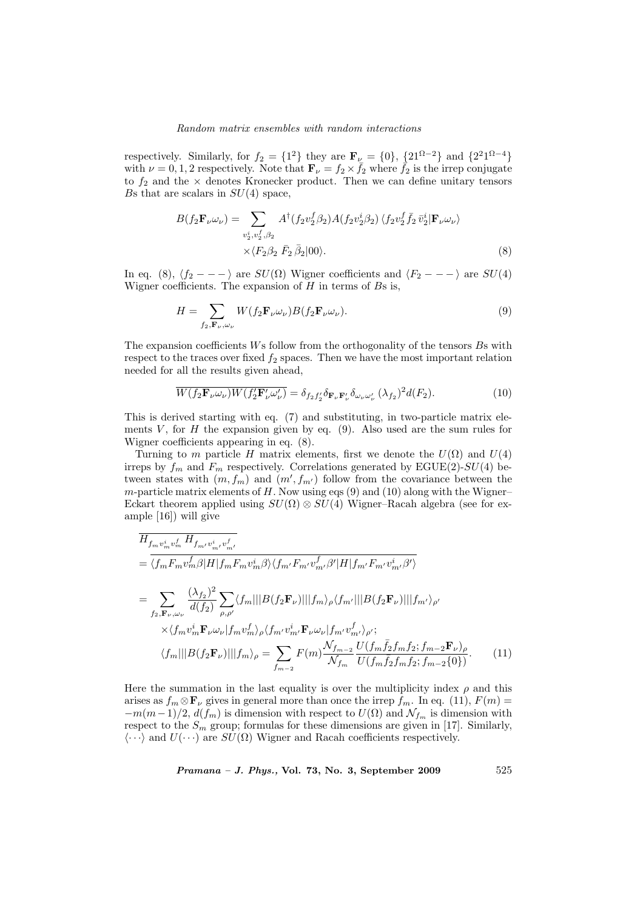respectively. Similarly, for $f_2 = \{1^2\}$ they are $\mathbf{F}_\nu = \{0\}$, $\{21^{\Omega-2}\}$ and $\{2^2 1^{\Omega-4}\}$ with $\nu = 0, 1, 2$ respectively. Note that $\mathbf{F}_\nu = f_2 \times \bar{f}_2$ where $\bar{f}_2$ is the irrep conjugate to $f_2$ and the $\times$ denotes Kronecker product. Then we can define unitary tensors $B$s that are scalars in $SU(4)$ space,

$$
\begin{aligned}
B(f_2\mathbf{F}_\nu\omega_\nu) = \sum_{v_2^i, v_2^f, \beta_2} & A^\dagger(f_2 v_2^f \beta_2) A(f_2 v_2^i \beta_2) \, \langle f_2 v_2^f \, \bar{f}_2 \, \bar{v}_2^i | \mathbf{F}_\nu \omega_\nu \rangle \\
& \times \langle F_2 \beta_2 \; \bar{F}_2 \, \bar{\beta}_2 | 00 \rangle. \qquad (8)
\end{aligned}
$$

In eq. (8), $\langle f_2 - - - \rangle$ are $SU(\Omega)$ Wigner coefficients and $\langle F_2 - - - \rangle$ are $SU(4)$ Wigner coefficients. The expansion of $H$ in terms of $B$s is,

$$
H = \sum_{f_2, \mathbf{F}_\nu, \omega_\nu} W(f_2 \mathbf{F}_\nu \omega_\nu) B(f_2 \mathbf{F}_\nu \omega_\nu). \qquad (9)
$$

The expansion coefficients $W$s follow from the orthogonality of the tensors $B$s with respect to the traces over fixed $f_2$ spaces. Then we have the most important relation needed for all the results given ahead,

$$
\overline{W(f_2 \mathbf{F}_\nu \omega_\nu) W(f_2' \mathbf{F}_\nu' \omega_\nu')} = \delta_{f_2 f_2'} \delta_{\mathbf{F}_\nu \mathbf{F}_\nu'} \delta_{\omega_\nu \omega_\nu'} \, (\lambda_{f_2})^2 d(F_2). \qquad (10)
$$

This is derived starting with eq. (7) and substituting, in two-particle matrix elements $V$, for $H$ the expansion given by eq. (9). Also used are the sum rules for Wigner coefficients appearing in eq. (8).

Turning to $m$ particle $H$ matrix elements, first we denote the $U(\Omega)$ and $U(4)$ irreps by $f_m$ and $F_m$ respectively. Correlations generated by EGUE(2)-$SU(4)$ between states with $(m, f_m)$ and $(m', f_{m'})$ follow from the covariance between the $m$-particle matrix elements of $H$. Now using eqs (9) and (10) along with the Wigner–Eckart theorem applied using $SU(\Omega) \otimes SU(4)$ Wigner–Racah algebra (see for example [16]) will give

$$
\begin{aligned}
& \overline{H_{f_m v_m^i v_m^f} \, H_{f_{m'} v_{m'}^i v_{m'}^f}} \\
&= \overline{\langle f_m F_m v_m^f \beta | H | f_m F_m v_m^i \beta \rangle \langle f_{m'} F_{m'} v_{m'}^f \beta' | H | f_{m'} F_{m'} v_{m'}^i \beta' \rangle} \\
&= \sum_{f_2, \mathbf{F}_\nu, \omega_\nu} \frac{(\lambda_{f_2})^2}{d(f_2)} \sum_{\rho, \rho'} \langle f_m ||| B(f_2 \mathbf{F}_\nu) ||| f_m \rangle_\rho \langle f_{m'} ||| B(f_2 \mathbf{F}_\nu) ||| f_{m'} \rangle_{\rho'} \\
& \quad \times \langle f_m v_m^i \mathbf{F}_\nu \omega_\nu | f_m v_m^f \rangle_\rho \langle f_{m'} v_{m'}^i \mathbf{F}_\nu \omega_\nu | f_{m'} v_{m'}^f \rangle_{\rho'}; \\
& \langle f_m ||| B(f_2 \mathbf{F}_\nu) ||| f_m \rangle_\rho = \sum_{f_{m-2}} F(m) \frac{\mathcal{N}_{f_{m-2}}}{\mathcal{N}_{f_m}} \frac{U(f_m \bar{f}_2 f_m f_2; f_{m-2} \mathbf{F}_\nu)_\rho}{U(f_m \bar{f}_2 f_m f_2; f_{m-2} \{0\})}. \qquad (11)
\end{aligned}
$$

Here the summation in the last equality is over the multiplicity index $\rho$ and this arises as $f_m \otimes \mathbf{F}_\nu$ gives in general more than once the irrep $f_m$. In eq. (11), $F(m) = -m(m-1)/2$, $d(f_m)$ is dimension with respect to $U(\Omega)$ and $\mathcal{N}_{f_m}$ is dimension with respect to the $S_m$ group; formulas for these dimensions are given in [17]. Similarly, $\langle \cdots \rangle$ and $U(\cdots)$ are $SU(\Omega)$ Wigner and Racah coefficients respectively.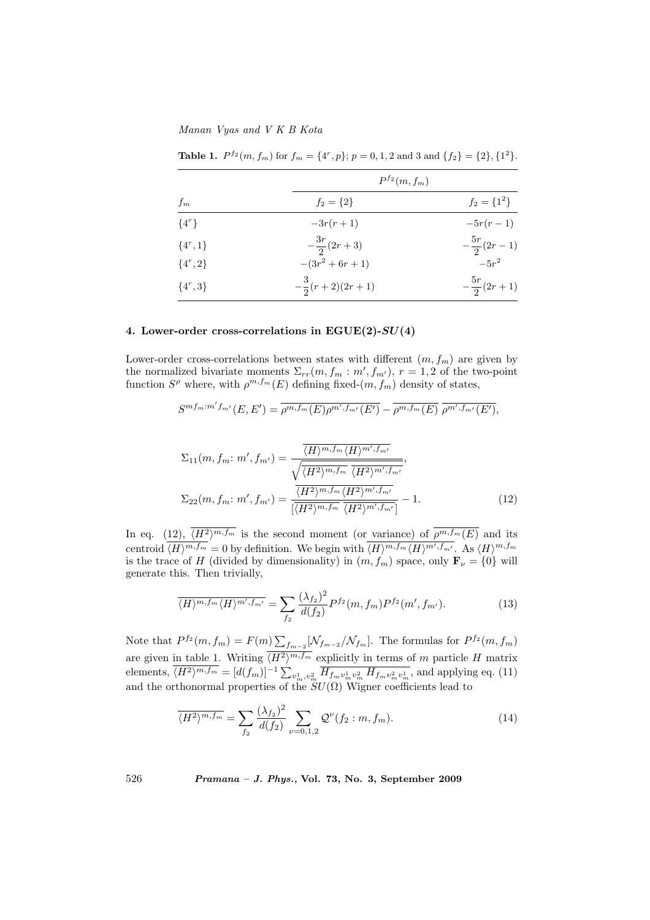**Table 1.** $P^{f_2}(m, f_m)$ for $f_m = \{4^r, p\}$; $p = 0, 1, 2$ and 3 and $\{f_2\} = \{2\}, \{1^2\}$.

| | $P^{f_2}(m, f_m)$ | |
|---|---|---|
| $f_m$ | $f_2 = \{2\}$ | $f_2 = \{1^2\}$ |
| $\{4^r\}$ | $-3r(r+1)$ | $-5r(r-1)$ |
| $\{4^r, 1\}$ | $-\dfrac{3r}{2}(2r+3)$ | $-\dfrac{5r}{2}(2r-1)$ |
| $\{4^r, 2\}$ | $-(3r^2 + 6r + 1)$ | $-5r^2$ |
| $\{4^r, 3\}$ | $-\dfrac{3}{2}(r+2)(2r+1)$ | $-\dfrac{5r}{2}(2r+1)$ |

## 4. Lower-order cross-correlations in EGUE(2)-$SU(4)$

Lower-order cross-correlations between states with different $(m, f_m)$ are given by the normalized bivariate moments $\Sigma_{rr}(m, f_m : m', f_{m'})$, $r = 1, 2$ of the two-point function $S^\rho$ where, with $\rho^{m,f_m}(E)$ defining fixed-$(m, f_m)$ density of states,

$$S^{mf_m:m'f_{m'}}(E, E') = \overline{\rho^{m,f_m}(E)\rho^{m',f_{m'}}(E')} - \overline{\rho^{m,f_m}(E)}\;\overline{\rho^{m',f_{m'}}(E')},$$

$$\Sigma_{11}(m, f_m\colon m', f_{m'}) = \frac{\overline{\langle H\rangle^{m,f_m}\langle H\rangle^{m',f_{m'}}}}{\sqrt{\overline{\langle H^2\rangle^{m,f_m}}\;\overline{\langle H^2\rangle^{m',f_{m'}}}}},$$

$$\Sigma_{22}(m, f_m\colon m', f_{m'}) = \frac{\overline{\langle H^2\rangle^{m,f_m}\langle H^2\rangle^{m',f_{m'}}}}{\left[\overline{\langle H^2\rangle^{m,f_m}}\;\overline{\langle H^2\rangle^{m',f_{m'}}}\right]} - 1. \quad (12)$$

In eq. (12), $\overline{\langle H^2\rangle^{m,f_m}}$ is the second moment (or variance) of $\overline{\rho^{m,f_m}(E)}$ and its centroid $\overline{\langle H\rangle^{m,f_m}} = 0$ by definition. We begin with $\overline{\langle H\rangle^{m,f_m}\langle H\rangle^{m',f_{m'}}}$. As $\langle H\rangle^{m,f_m}$ is the trace of $H$ (divided by dimensionality) in $(m, f_m)$ space, only $\mathbf{F}_\nu = \{0\}$ will generate this. Then trivially,

$$\overline{\langle H\rangle^{m,f_m}\langle H\rangle^{m',f_{m'}}} = \sum_{f_2} \frac{(\lambda_{f_2})^2}{d(f_2)} P^{f_2}(m, f_m) P^{f_2}(m', f_{m'}). \quad (13)$$

Note that $P^{f_2}(m, f_m) = F(m) \sum_{f_{m-2}} [\mathcal{N}_{f_{m-2}}/\mathcal{N}_{f_m}]$. The formulas for $P^{f_2}(m, f_m)$ are given in table 1. Writing $\overline{\langle H^2\rangle^{m,f_m}}$ explicitly in terms of $m$ particle $H$ matrix elements, $\overline{\langle H^2\rangle^{m,f_m}} = [d(f_m)]^{-1} \sum_{v_m^1, v_m^2} \overline{H_{f_m v_m^1 v_m^2}\, H_{f_m v_m^2 v_m^1}}$, and applying eq. (11) and the orthonormal properties of the $SU(\Omega)$ Wigner coefficients lead to

$$\overline{\langle H^2\rangle^{m,f_m}} = \sum_{f_2} \frac{(\lambda_{f_2})^2}{d(f_2)} \sum_{\nu=0,1,2} \mathcal{Q}^\nu(f_2 : m, f_m). \quad (14)$$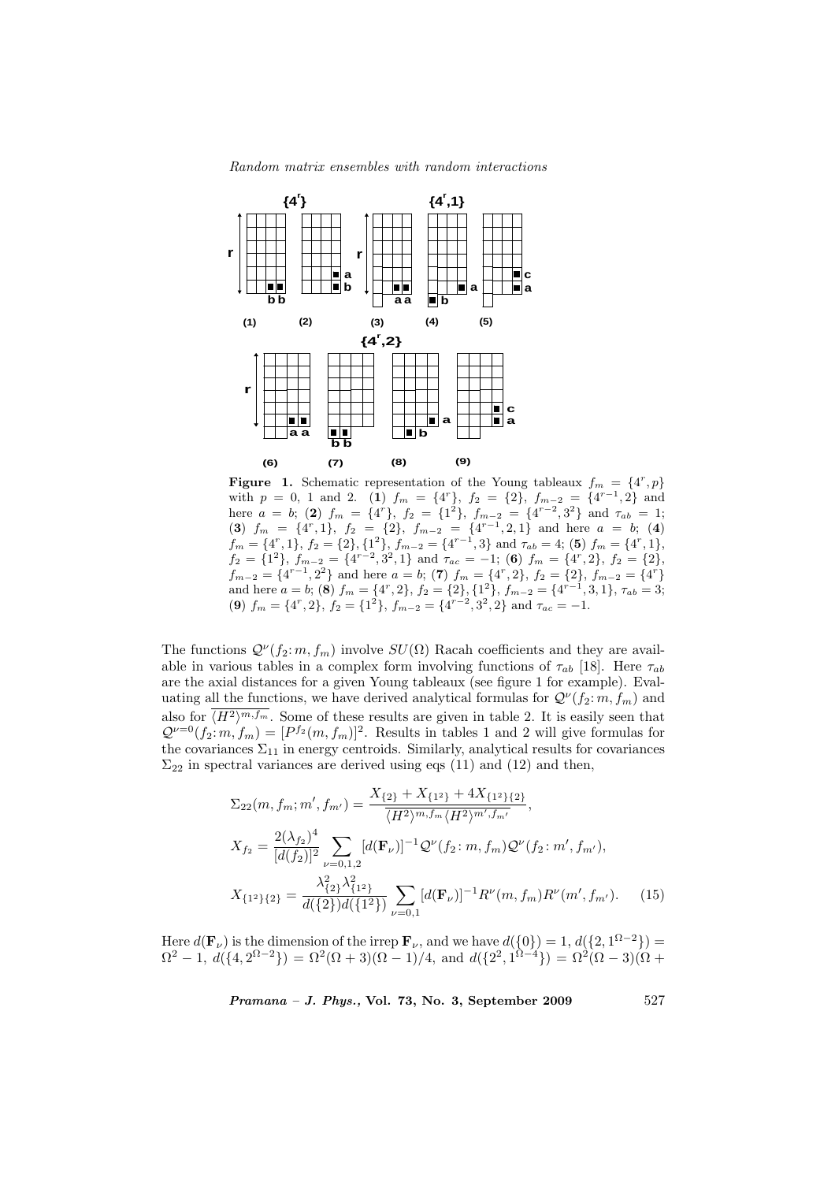**Figure 1.** Schematic representation of the Young tableaux $f_m = \{4^r, p\}$ with $p = 0$, 1 and 2. (**1**) $f_m = \{4^r\}$, $f_2 = \{2\}$, $f_{m-2} = \{4^{r-1}, 2\}$ and here $a = b$; (**2**) $f_m = \{4^r\}$, $f_2 = \{1^2\}$, $f_{m-2} = \{4^{r-2}, 3^2\}$ and $\tau_{ab} = 1$; (**3**) $f_m = \{4^r, 1\}$, $f_2 = \{2\}$, $f_{m-2} = \{4^{r-1}, 2, 1\}$ and here $a = b$; (**4**) $f_m = \{4^r, 1\}$, $f_2 = \{2\}, \{1^2\}$, $f_{m-2} = \{4^{r-1}, 3\}$ and $\tau_{ab} = 4$; (**5**) $f_m = \{4^r, 1\}$, $f_2 = \{1^2\}$, $f_{m-2} = \{4^{r-2}, 3^2, 1\}$ and $\tau_{ac} = -1$; (**6**) $f_m = \{4^r, 2\}$, $f_2 = \{2\}$, $f_{m-2} = \{4^{r-1}, 2^2\}$ and here $a = b$; (**7**) $f_m = \{4^r, 2\}$, $f_2 = \{2\}$, $f_{m-2} = \{4^r\}$ and here $a = b$; (**8**) $f_m = \{4^r, 2\}$, $f_2 = \{2\}, \{1^2\}$, $f_{m-2} = \{4^{r-1}, 3, 1\}$, $\tau_{ab} = 3$; (**9**) $f_m = \{4^r, 2\}$, $f_2 = \{1^2\}$, $f_{m-2} = \{4^{r-2}, 3^2, 2\}$ and $\tau_{ac} = -1$.

The functions $\mathcal{Q}^\nu(f_2 \colon m, f_m)$ involve $SU(\Omega)$ Racah coefficients and they are available in various tables in a complex form involving functions of $\tau_{ab}$ [18]. Here $\tau_{ab}$ are the axial distances for a given Young tableaux (see figure 1 for example). Evaluating all the functions, we have derived analytical formulas for $\mathcal{Q}^\nu(f_2 \colon m, f_m)$ and also for $\overline{\langle H^2 \rangle^{m, f_m}}$. Some of these results are given in table 2. It is easily seen that $\mathcal{Q}^{\nu=0}(f_2 \colon m, f_m) = [P^{f_2}(m, f_m)]^2$. Results in tables 1 and 2 will give formulas for the covariances $\Sigma_{11}$ in energy centroids. Similarly, analytical results for covariances $\Sigma_{22}$ in spectral variances are derived using eqs (11) and (12) and then,

$$
\begin{aligned}
\Sigma_{22}(m, f_m; m', f_{m'}) &= \frac{X_{\{2\}} + X_{\{1^2\}} + 4X_{\{1^2\}\{2\}}}{\overline{\langle H^2 \rangle^{m, f_m}} \, \overline{\langle H^2 \rangle^{m', f_{m'}}}}, \\
X_{f_2} &= \frac{2(\lambda_{f_2})^4}{[d(f_2)]^2} \sum_{\nu=0,1,2} [d(\mathbf{F}_\nu)]^{-1} \mathcal{Q}^\nu(f_2 \colon m, f_m) \mathcal{Q}^\nu(f_2 \colon m', f_{m'}), \\
X_{\{1^2\}\{2\}} &= \frac{\lambda_{\{2\}}^2 \lambda_{\{1^2\}}^2}{d(\{2\}) d(\{1^2\})} \sum_{\nu=0,1} [d(\mathbf{F}_\nu)]^{-1} R^\nu(m, f_m) R^\nu(m', f_{m'}).
\end{aligned}
\qquad (15)
$$

Here $d(\mathbf{F}_\nu)$ is the dimension of the irrep $\mathbf{F}_\nu$, and we have $d(\{0\}) = 1$, $d(\{2, 1^{\Omega-2}\}) = \Omega^2 - 1$, $d(\{4, 2^{\Omega-2}\}) = \Omega^2(\Omega + 3)(\Omega - 1)/4$, and $d(\{2^2, 1^{\Omega-4}\}) = \Omega^2(\Omega - 3)(\Omega +$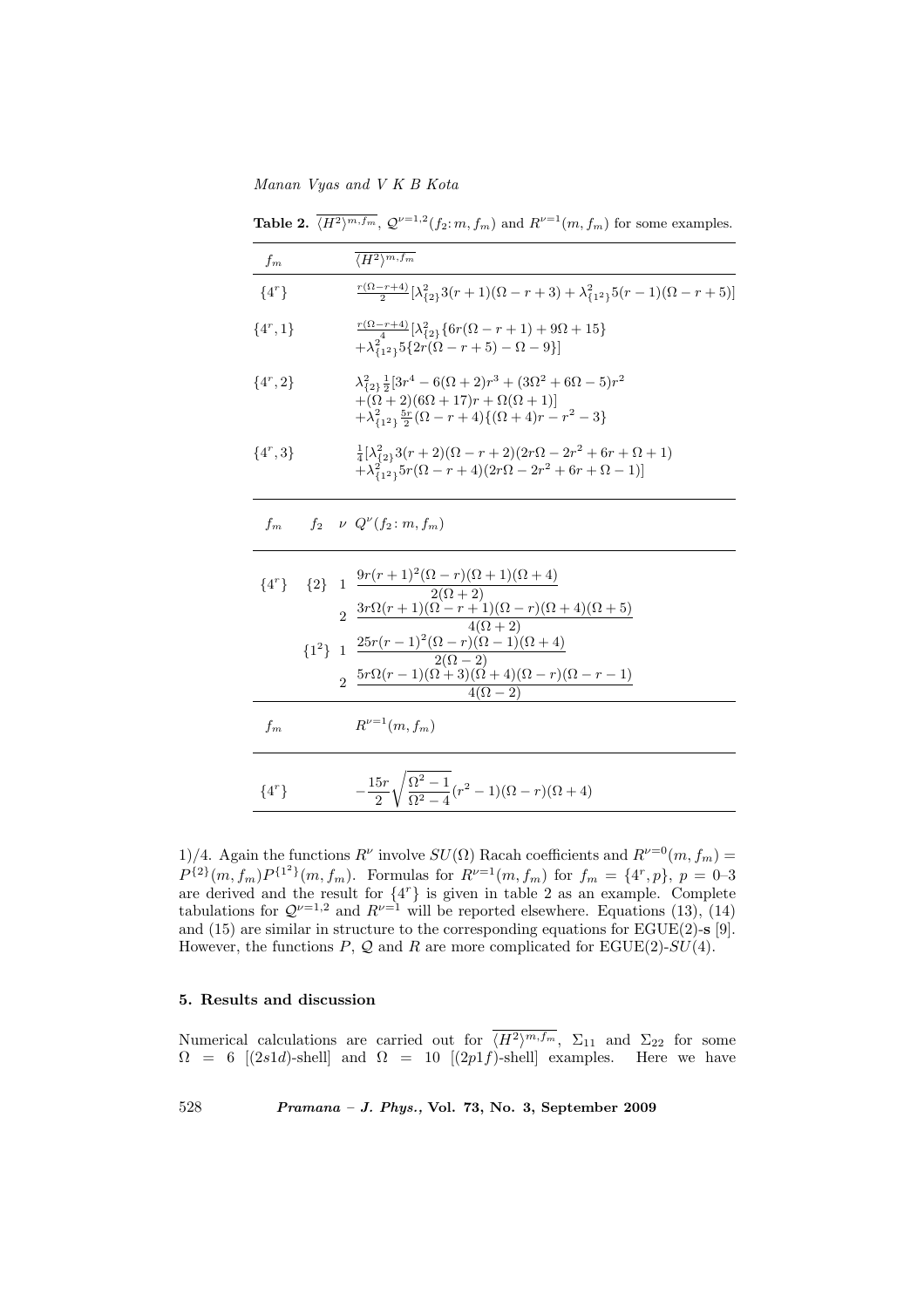**Table 2.** $\overline{\langle H^2\rangle^{m,f_m}}$, $\mathcal{Q}^{\nu=1,2}(f_2\!: m, f_m)$ and $R^{\nu=1}(m,f_m)$ for some examples.

| $f_m$ | $\overline{\langle H^2\rangle^{m,f_m}}$ |
|---|---|
| $\{4^r\}$ | $\frac{r(\Omega-r+4)}{2}[\lambda^2_{\{2\}}3(r+1)(\Omega-r+3)+\lambda^2_{\{1^2\}}5(r-1)(\Omega-r+5)]$ |
| $\{4^r,1\}$ | $\frac{r(\Omega-r+4)}{4}[\lambda^2_{\{2\}}\{6r(\Omega-r+1)+9\Omega+15\}$ $+\lambda^2_{\{1^2\}}5\{2r(\Omega-r+5)-\Omega-9\}]$ |
| $\{4^r,2\}$ | $\lambda^2_{\{2\}}\frac{1}{2}[3r^4-6(\Omega+2)r^3+(3\Omega^2+6\Omega-5)r^2$ $+(\Omega+2)(6\Omega+17)r+\Omega(\Omega+1)]$ $+\lambda^2_{\{1^2\}}\frac{5r}{2}(\Omega-r+4)\{(\Omega+4)r-r^2-3\}$ |
| $\{4^r,3\}$ | $\frac{1}{4}[\lambda^2_{\{2\}}3(r+2)(\Omega-r+2)(2r\Omega-2r^2+6r+\Omega+1)$ $+\lambda^2_{\{1^2\}}5r(\Omega-r+4)(2r\Omega-2r^2+6r+\Omega-1)]$ |

| $f_m$ | $f_2$ | $\nu$ | $Q^{\nu}(f_2\!: m,f_m)$ |
|---|---|---|---|
| $\{4^r\}$ | $\{2\}$ | 1 | $\dfrac{9r(r+1)^2(\Omega-r)(\Omega+1)(\Omega+4)}{2(\Omega+2)}$ |
| | | 2 | $\dfrac{3r\Omega(r+1)(\Omega-r+1)(\Omega-r)(\Omega+4)(\Omega+5)}{4(\Omega+2)}$ |
| | $\{1^2\}$ | 1 | $\dfrac{25r(r-1)^2(\Omega-r)(\Omega-1)(\Omega+4)}{2(\Omega-2)}$ |
| | | 2 | $\dfrac{5r\Omega(r-1)(\Omega+3)(\Omega+4)(\Omega-r)(\Omega-r-1)}{4(\Omega-2)}$ |

| $f_m$ | $R^{\nu=1}(m,f_m)$ |
|---|---|
| $\{4^r\}$ | $-\dfrac{15r}{2}\sqrt{\dfrac{\Omega^2-1}{\Omega^2-4}}(r^2-1)(\Omega-r)(\Omega+4)$ |

1)/4. Again the functions $R^{\nu}$ involve $SU(\Omega)$ Racah coefficients and $R^{\nu=0}(m,f_m)=P^{\{2\}}(m,f_m)P^{\{1^2\}}(m,f_m)$. Formulas for $R^{\nu=1}(m,f_m)$ for $f_m=\{4^r,p\}$, $p=0$–3 are derived and the result for $\{4^r\}$ is given in table 2 as an example. Complete tabulations for $\mathcal{Q}^{\nu=1,2}$ and $R^{\nu=1}$ will be reported elsewhere. Equations (13), (14) and (15) are similar in structure to the corresponding equations for EGUE(2)-**s** [9]. However, the functions $P$, $\mathcal{Q}$ and $R$ are more complicated for EGUE(2)-$SU(4)$.

## 5. Results and discussion

Numerical calculations are carried out for $\overline{\langle H^2\rangle^{m,f_m}}$, $\Sigma_{11}$ and $\Sigma_{22}$ for some $\Omega=6$ [(2$s$1$d$)-shell] and $\Omega=10$ [(2$p$1$f$)-shell] examples. Here we have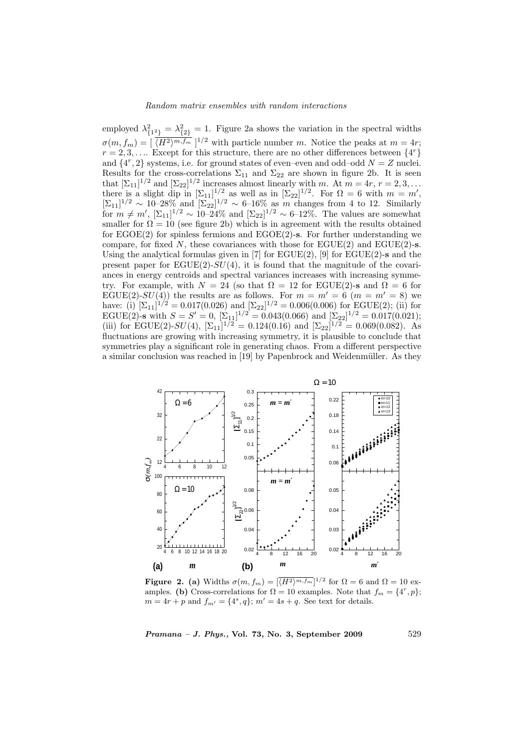employed $\lambda^2_{\{1^2\}} = \lambda^2_{\{2\}} = 1$. Figure 2a shows the variation in the spectral widths $\sigma(m, f_m) = [\,\overline{\langle H^2 \rangle^{m,f_m}}\,]^{1/2}$ with particle number $m$. Notice the peaks at $m = 4r$; $r = 2, 3, \ldots$. Except for this structure, there are no other differences between $\{4^r\}$ and $\{4^r, 2\}$ systems, i.e. for ground states of even–even and odd–odd $N = Z$ nuclei. Results for the cross-correlations $\Sigma_{11}$ and $\Sigma_{22}$ are shown in figure 2b. It is seen that $[\Sigma_{11}]^{1/2}$ and $[\Sigma_{22}]^{1/2}$ increases almost linearly with $m$. At $m = 4r$, $r = 2, 3, \ldots$ there is a slight dip in $[\Sigma_{11}]^{1/2}$ as well as in $[\Sigma_{22}]^{1/2}$. For $\Omega = 6$ with $m = m'$, $[\Sigma_{11}]^{1/2} \sim$ 10–28% and $[\Sigma_{22}]^{1/2} \sim$ 6–16% as $m$ changes from 4 to 12. Similarly for $m \neq m'$, $[\Sigma_{11}]^{1/2} \sim$ 10–24% and $[\Sigma_{22}]^{1/2} \sim$ 6–12%. The values are somewhat smaller for $\Omega = 10$ (see figure 2b) which is in agreement with the results obtained for EGOE(2) for spinless fermions and EGOE(2)-**s**. For further understanding we compare, for fixed $N$, these covariances with those for EGUE(2) and EGUE(2)-**s**. Using the analytical formulas given in [7] for EGUE(2), [9] for EGUE(2)-**s** and the present paper for EGUE(2)-$SU(4)$, it is found that the magnitude of the covariances in energy centroids and spectral variances increases with increasing symmetry. For example, with $N = 24$ (so that $\Omega = 12$ for EGUE(2)-**s** and $\Omega = 6$ for EGUE(2)-$SU(4)$) the results are as follows. For $m = m' = 6$ ($m = m' = 8$) we have: (i) $[\Sigma_{11}]^{1/2} = 0.017(0.026)$ and $[\Sigma_{22}]^{1/2} = 0.006(0.006)$ for EGUE(2); (ii) for EGUE(2)-**s** with $S = S' = 0$, $[\Sigma_{11}]^{1/2} = 0.043(0.066)$ and $[\Sigma_{22}]^{1/2} = 0.017(0.021)$; (iii) for EGUE(2)-$SU(4)$, $[\Sigma_{11}]^{1/2} = 0.124(0.16)$ and $[\Sigma_{22}]^{1/2} = 0.069(0.082)$. As fluctuations are growing with increasing symmetry, it is plausible to conclude that symmetries play a significant role in generating chaos. From a different perspective a similar conclusion was reached in [19] by Papenbrock and Weidenmüller. As they

**Figure 2.** **(a)** Widths $\sigma(m, f_m) = [\overline{\langle H^2 \rangle^{m,f_m}}]^{1/2}$ for $\Omega = 6$ and $\Omega = 10$ examples. **(b)** Cross-correlations for $\Omega = 10$ examples. Note that $f_m = \{4^r, p\}$; $m = 4r + p$ and $f_{m'} = \{4^s, q\}$; $m' = 4s + q$. See text for details.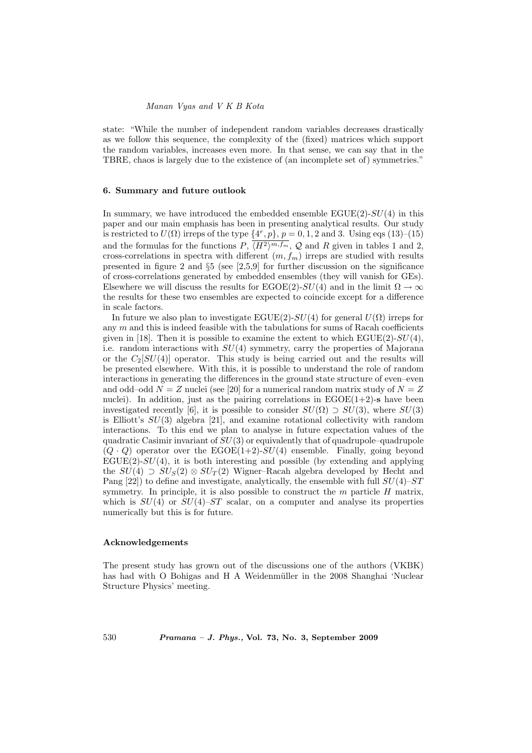state: "While the number of independent random variables decreases drastically as we follow this sequence, the complexity of the (fixed) matrices which support the random variables, increases even more. In that sense, we can say that in the TBRE, chaos is largely due to the existence of (an incomplete set of) symmetries."

## 6. Summary and future outlook

In summary, we have introduced the embedded ensemble EGUE(2)-$SU(4)$ in this paper and our main emphasis has been in presenting analytical results. Our study is restricted to $U(\Omega)$ irreps of the type $\{4^r, p\}$, $p = 0, 1, 2$ and 3. Using eqs (13)–(15) and the formulas for the functions $P$, $\overline{\langle H^2 \rangle^{m,f_m}}$, $\mathcal{Q}$ and $R$ given in tables 1 and 2, cross-correlations in spectra with different $(m, f_m)$ irreps are studied with results presented in figure 2 and §5 (see [2,5,9] for further discussion on the significance of cross-correlations generated by embedded ensembles (they will vanish for GEs). Elsewhere we will discuss the results for EGOE(2)-$SU(4)$ and in the limit $\Omega \to \infty$ the results for these two ensembles are expected to coincide except for a difference in scale factors.

In future we also plan to investigate EGUE(2)-$SU(4)$ for general $U(\Omega)$ irreps for any $m$ and this is indeed feasible with the tabulations for sums of Racah coefficients given in [18]. Then it is possible to examine the extent to which EGUE(2)-$SU(4)$, i.e. random interactions with $SU(4)$ symmetry, carry the properties of Majorana or the $C_2[SU(4)]$ operator. This study is being carried out and the results will be presented elsewhere. With this, it is possible to understand the role of random interactions in generating the differences in the ground state structure of even–even and odd–odd $N = Z$ nuclei (see [20] for a numerical random matrix study of $N = Z$ nuclei). In addition, just as the pairing correlations in EGOE(1+2)-**s** have been investigated recently [6], it is possible to consider $SU(\Omega) \supset SU(3)$, where $SU(3)$ is Elliott's $SU(3)$ algebra [21], and examine rotational collectivity with random interactions. To this end we plan to analyse in future expectation values of the quadratic Casimir invariant of $SU(3)$ or equivalently that of quadrupole–quadrupole $(Q \cdot Q)$ operator over the EGOE(1+2)-$SU(4)$ ensemble. Finally, going beyond EGUE(2)-$SU(4)$, it is both interesting and possible (by extending and applying the $SU(4) \supset SU_S(2) \otimes SU_T(2)$ Wigner–Racah algebra developed by Hecht and Pang [22]) to define and investigate, analytically, the ensemble with full $SU(4)$–$ST$ symmetry. In principle, it is also possible to construct the $m$ particle $H$ matrix, which is $SU(4)$ or $SU(4)$–$ST$ scalar, on a computer and analyse its properties numerically but this is for future.

## Acknowledgements

The present study has grown out of the discussions one of the authors (VKBK) has had with O Bohigas and H A Weidenmüller in the 2008 Shanghai 'Nuclear Structure Physics' meeting.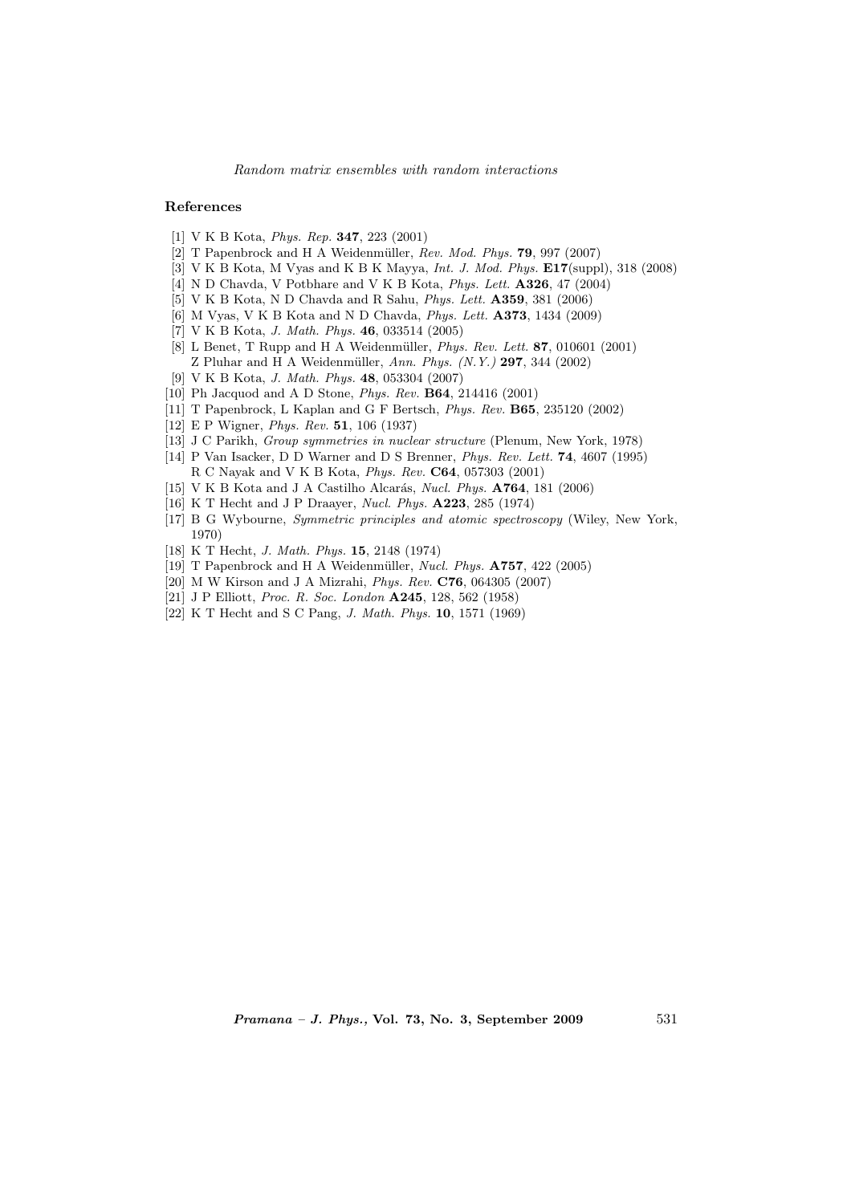## References

[1] V K B Kota, *Phys. Rep.* **347**, 223 (2001)

[2] T Papenbrock and H A Weidenmüller, *Rev. Mod. Phys.* **79**, 997 (2007)

[3] V K B Kota, M Vyas and K B K Mayya, *Int. J. Mod. Phys.* **E17**(suppl), 318 (2008)

[4] N D Chavda, V Potbhare and V K B Kota, *Phys. Lett.* **A326**, 47 (2004)

[5] V K B Kota, N D Chavda and R Sahu, *Phys. Lett.* **A359**, 381 (2006)

[6] M Vyas, V K B Kota and N D Chavda, *Phys. Lett.* **A373**, 1434 (2009)

[7] V K B Kota, *J. Math. Phys.* **46**, 033514 (2005)

[8] L Benet, T Rupp and H A Weidenmüller, *Phys. Rev. Lett.* **87**, 010601 (2001)
Z Pluhar and H A Weidenmüller, *Ann. Phys. (N.Y.)* **297**, 344 (2002)

[9] V K B Kota, *J. Math. Phys.* **48**, 053304 (2007)

[10] Ph Jacquod and A D Stone, *Phys. Rev.* **B64**, 214416 (2001)

[11] T Papenbrock, L Kaplan and G F Bertsch, *Phys. Rev.* **B65**, 235120 (2002)

[12] E P Wigner, *Phys. Rev.* **51**, 106 (1937)

[13] J C Parikh, *Group symmetries in nuclear structure* (Plenum, New York, 1978)

[14] P Van Isacker, D D Warner and D S Brenner, *Phys. Rev. Lett.* **74**, 4607 (1995)
R C Nayak and V K B Kota, *Phys. Rev.* **C64**, 057303 (2001)

[15] V K B Kota and J A Castilho Alcarás, *Nucl. Phys.* **A764**, 181 (2006)

[16] K T Hecht and J P Draayer, *Nucl. Phys.* **A223**, 285 (1974)

[17] B G Wybourne, *Symmetric principles and atomic spectroscopy* (Wiley, New York, 1970)

[18] K T Hecht, *J. Math. Phys.* **15**, 2148 (1974)

[19] T Papenbrock and H A Weidenmüller, *Nucl. Phys.* **A757**, 422 (2005)

[20] M W Kirson and J A Mizrahi, *Phys. Rev.* **C76**, 064305 (2007)

[21] J P Elliott, *Proc. R. Soc. London* **A245**, 128, 562 (1958)

[22] K T Hecht and S C Pang, *J. Math. Phys.* **10**, 1571 (1969)